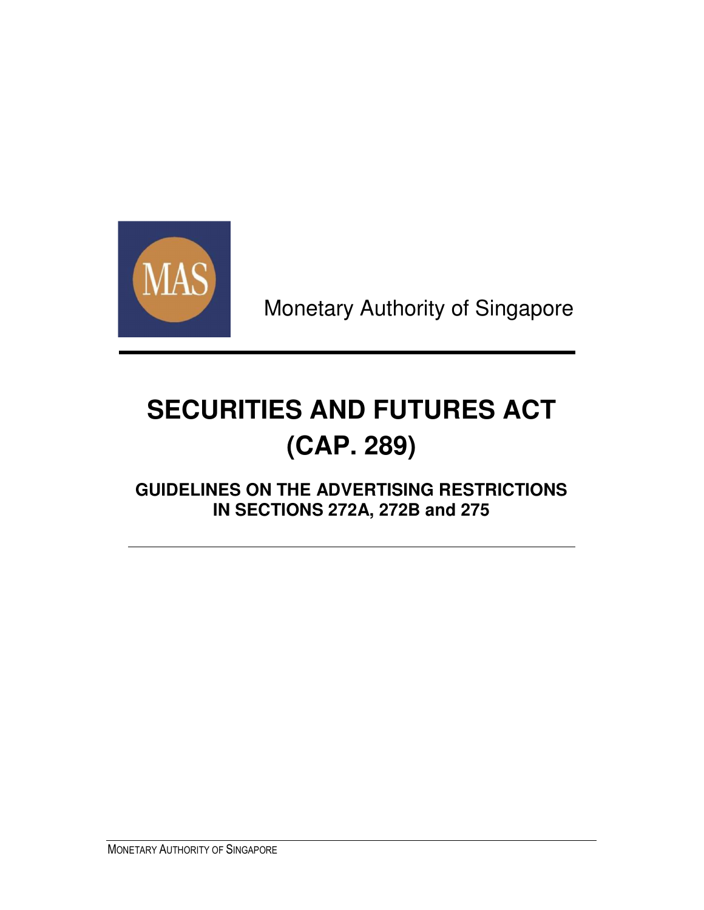Monetary Authority of Singapore

# SECURITIES AND FUTURES ACT (CAP. 289)

## GUIDELINES ON THE ADVERTISING RESTRICTIONS IN SECTIONS 272A, 272B and 275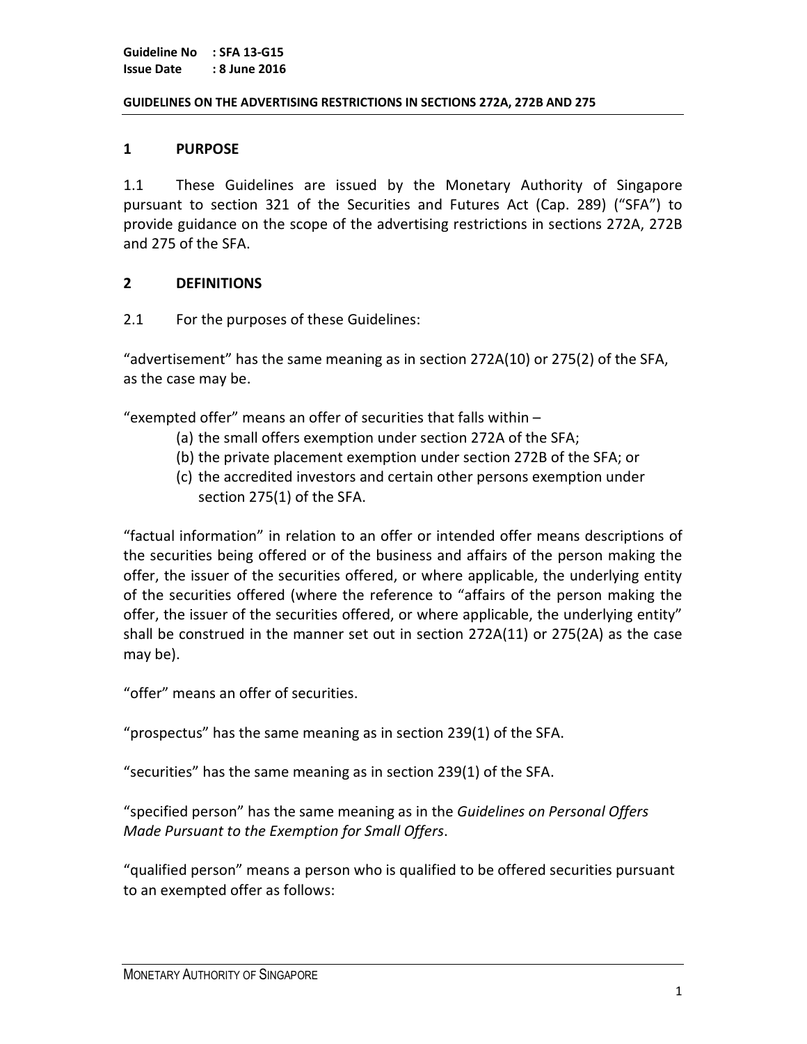**Guideline No : SFA 13-G15**
**Issue Date : 8 June 2016**

**GUIDELINES ON THE ADVERTISING RESTRICTIONS IN SECTIONS 272A, 272B AND 275**

## 1 PURPOSE

1.1 These Guidelines are issued by the Monetary Authority of Singapore pursuant to section 321 of the Securities and Futures Act (Cap. 289) ("SFA") to provide guidance on the scope of the advertising restrictions in sections 272A, 272B and 275 of the SFA.

## 2 DEFINITIONS

2.1 For the purposes of these Guidelines:

"advertisement" has the same meaning as in section 272A(10) or 275(2) of the SFA, as the case may be.

"exempted offer" means an offer of securities that falls within –

(a) the small offers exemption under section 272A of the SFA;
(b) the private placement exemption under section 272B of the SFA; or
(c) the accredited investors and certain other persons exemption under section 275(1) of the SFA.

"factual information" in relation to an offer or intended offer means descriptions of the securities being offered or of the business and affairs of the person making the offer, the issuer of the securities offered, or where applicable, the underlying entity of the securities offered (where the reference to "affairs of the person making the offer, the issuer of the securities offered, or where applicable, the underlying entity" shall be construed in the manner set out in section 272A(11) or 275(2A) as the case may be).

"offer" means an offer of securities.

"prospectus" has the same meaning as in section 239(1) of the SFA.

"securities" has the same meaning as in section 239(1) of the SFA.

"specified person" has the same meaning as in the *Guidelines on Personal Offers Made Pursuant to the Exemption for Small Offers*.

"qualified person" means a person who is qualified to be offered securities pursuant to an exempted offer as follows: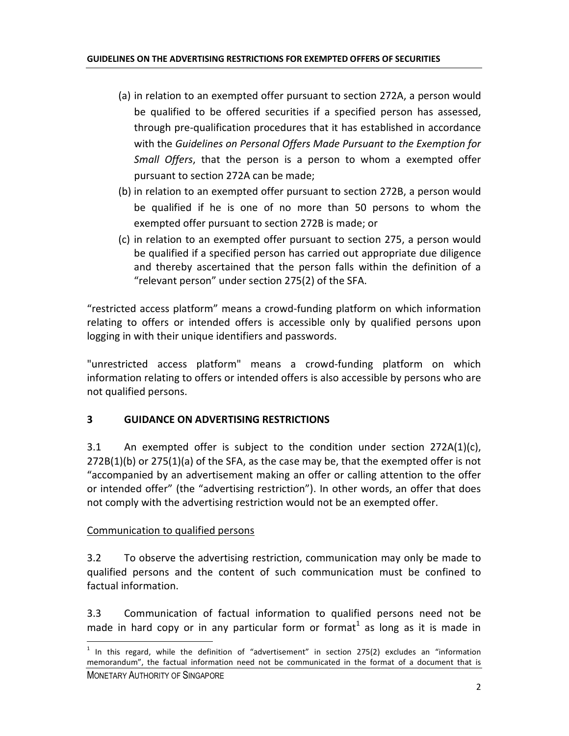(a) in relation to an exempted offer pursuant to section 272A, a person would be qualified to be offered securities if a specified person has assessed, through pre-qualification procedures that it has established in accordance with the *Guidelines on Personal Offers Made Pursuant to the Exemption for Small Offers*, that the person is a person to whom a exempted offer pursuant to section 272A can be made;

(b) in relation to an exempted offer pursuant to section 272B, a person would be qualified if he is one of no more than 50 persons to whom the exempted offer pursuant to section 272B is made; or

(c) in relation to an exempted offer pursuant to section 275, a person would be qualified if a specified person has carried out appropriate due diligence and thereby ascertained that the person falls within the definition of a "relevant person" under section 275(2) of the SFA.

"restricted access platform" means a crowd-funding platform on which information relating to offers or intended offers is accessible only by qualified persons upon logging in with their unique identifiers and passwords.

"unrestricted access platform" means a crowd-funding platform on which information relating to offers or intended offers is also accessible by persons who are not qualified persons.

## 3 GUIDANCE ON ADVERTISING RESTRICTIONS

3.1 An exempted offer is subject to the condition under section 272A(1)(c), 272B(1)(b) or 275(1)(a) of the SFA, as the case may be, that the exempted offer is not "accompanied by an advertisement making an offer or calling attention to the offer or intended offer" (the "advertising restriction"). In other words, an offer that does not comply with the advertising restriction would not be an exempted offer.

<u>Communication to qualified persons</u>

3.2 To observe the advertising restriction, communication may only be made to qualified persons and the content of such communication must be confined to factual information.

3.3 Communication of factual information to qualified persons need not be made in hard copy or in any particular form or format[1] as long as it is made in

[1] In this regard, while the definition of "advertisement" in section 275(2) excludes an "information memorandum", the factual information need not be communicated in the format of a document that is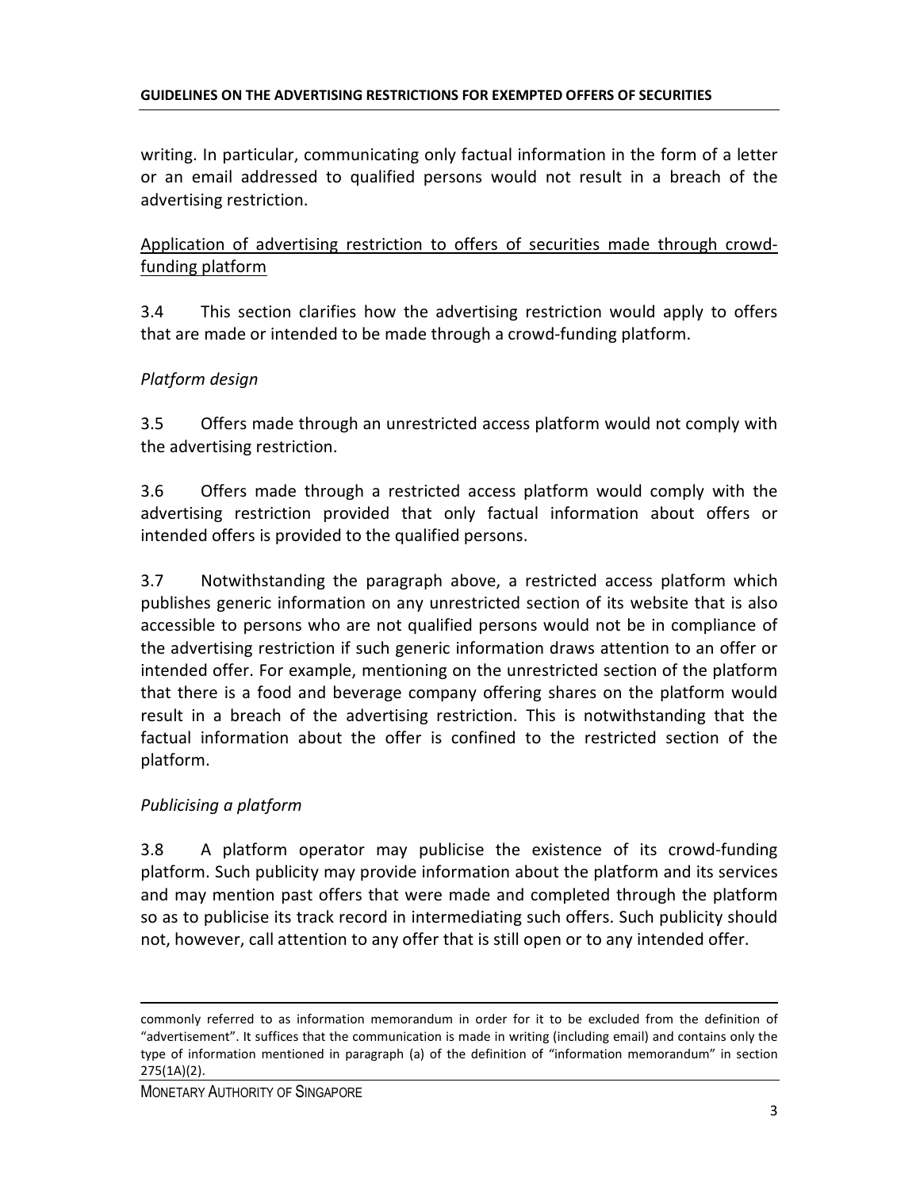writing. In particular, communicating only factual information in the form of a letter or an email addressed to qualified persons would not result in a breach of the advertising restriction.

<u>Application of advertising restriction to offers of securities made through crowd-funding platform</u>

3.4 This section clarifies how the advertising restriction would apply to offers that are made or intended to be made through a crowd-funding platform.

*Platform design*

3.5 Offers made through an unrestricted access platform would not comply with the advertising restriction.

3.6 Offers made through a restricted access platform would comply with the advertising restriction provided that only factual information about offers or intended offers is provided to the qualified persons.

3.7 Notwithstanding the paragraph above, a restricted access platform which publishes generic information on any unrestricted section of its website that is also accessible to persons who are not qualified persons would not be in compliance of the advertising restriction if such generic information draws attention to an offer or intended offer. For example, mentioning on the unrestricted section of the platform that there is a food and beverage company offering shares on the platform would result in a breach of the advertising restriction. This is notwithstanding that the factual information about the offer is confined to the restricted section of the platform.

*Publicising a platform*

3.8 A platform operator may publicise the existence of its crowd-funding platform. Such publicity may provide information about the platform and its services and may mention past offers that were made and completed through the platform so as to publicise its track record in intermediating such offers. Such publicity should not, however, call attention to any offer that is still open or to any intended offer.

---

commonly referred to as information memorandum in order for it to be excluded from the definition of "advertisement". It suffices that the communication is made in writing (including email) and contains only the type of information mentioned in paragraph (a) of the definition of "information memorandum" in section 275(1A)(2).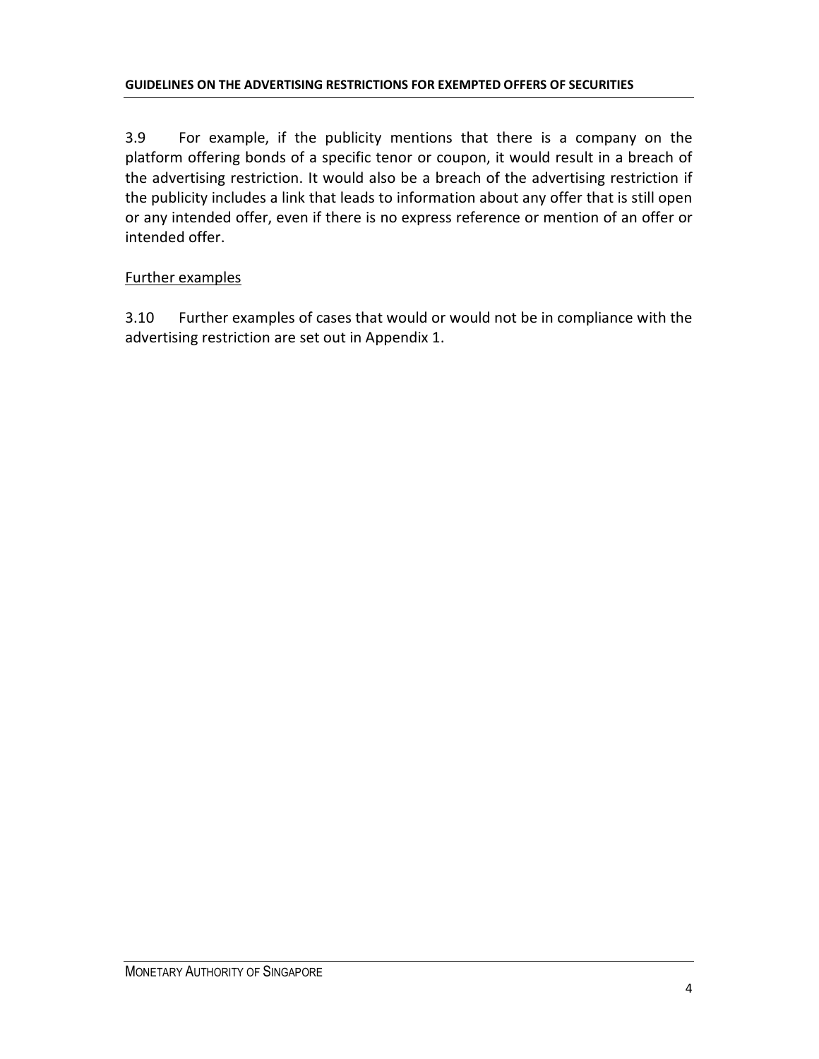3.9 For example, if the publicity mentions that there is a company on the platform offering bonds of a specific tenor or coupon, it would result in a breach of the advertising restriction. It would also be a breach of the advertising restriction if the publicity includes a link that leads to information about any offer that is still open or any intended offer, even if there is no express reference or mention of an offer or intended offer.

Further examples

3.10 Further examples of cases that would or would not be in compliance with the advertising restriction are set out in Appendix 1.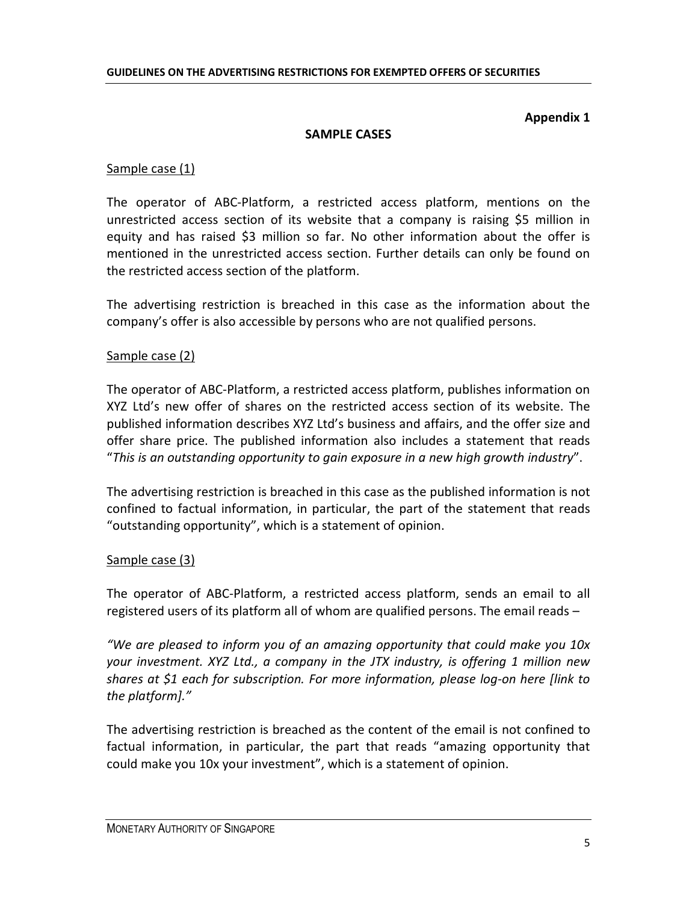**Appendix 1**

## SAMPLE CASES

Sample case (1)

The operator of ABC-Platform, a restricted access platform, mentions on the unrestricted access section of its website that a company is raising $5 million in equity and has raised $3 million so far. No other information about the offer is mentioned in the unrestricted access section. Further details can only be found on the restricted access section of the platform.

The advertising restriction is breached in this case as the information about the company's offer is also accessible by persons who are not qualified persons.

Sample case (2)

The operator of ABC-Platform, a restricted access platform, publishes information on XYZ Ltd's new offer of shares on the restricted access section of its website. The published information describes XYZ Ltd's business and affairs, and the offer size and offer share price. The published information also includes a statement that reads "*This is an outstanding opportunity to gain exposure in a new high growth industry*".

The advertising restriction is breached in this case as the published information is not confined to factual information, in particular, the part of the statement that reads "outstanding opportunity", which is a statement of opinion.

Sample case (3)

The operator of ABC-Platform, a restricted access platform, sends an email to all registered users of its platform all of whom are qualified persons. The email reads –

*"We are pleased to inform you of an amazing opportunity that could make you 10x your investment. XYZ Ltd., a company in the JTX industry, is offering 1 million new shares at $1 each for subscription. For more information, please log-on here [link to the platform]."*

The advertising restriction is breached as the content of the email is not confined to factual information, in particular, the part that reads "amazing opportunity that could make you 10x your investment", which is a statement of opinion.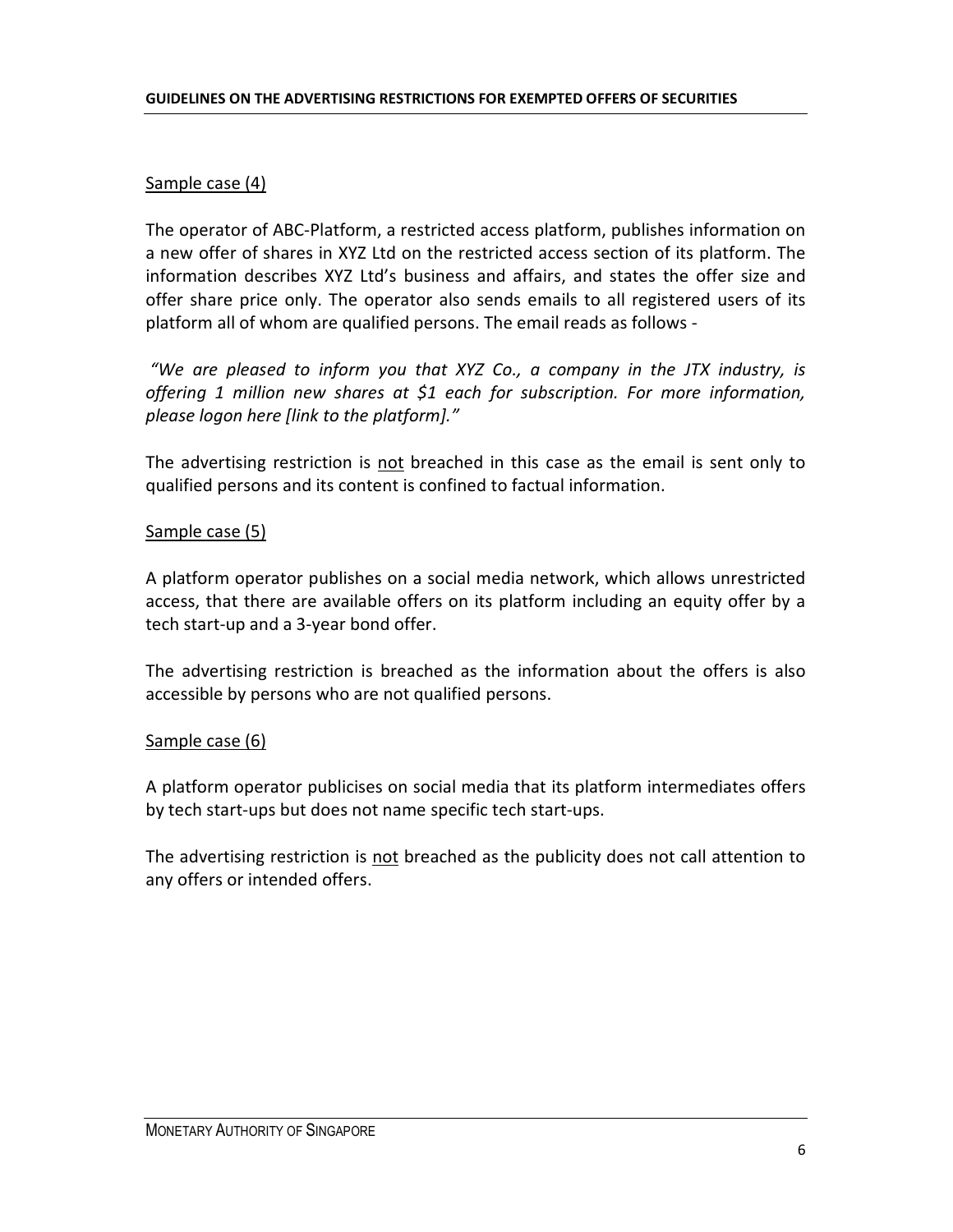Sample case (4)

The operator of ABC-Platform, a restricted access platform, publishes information on a new offer of shares in XYZ Ltd on the restricted access section of its platform. The information describes XYZ Ltd's business and affairs, and states the offer size and offer share price only. The operator also sends emails to all registered users of its platform all of whom are qualified persons. The email reads as follows -

*"We are pleased to inform you that XYZ Co., a company in the JTX industry, is offering 1 million new shares at $1 each for subscription. For more information, please logon here [link to the platform]."*

The advertising restriction is not breached in this case as the email is sent only to qualified persons and its content is confined to factual information.

Sample case (5)

A platform operator publishes on a social media network, which allows unrestricted access, that there are available offers on its platform including an equity offer by a tech start-up and a 3-year bond offer.

The advertising restriction is breached as the information about the offers is also accessible by persons who are not qualified persons.

Sample case (6)

A platform operator publicises on social media that its platform intermediates offers by tech start-ups but does not name specific tech start-ups.

The advertising restriction is not breached as the publicity does not call attention to any offers or intended offers.